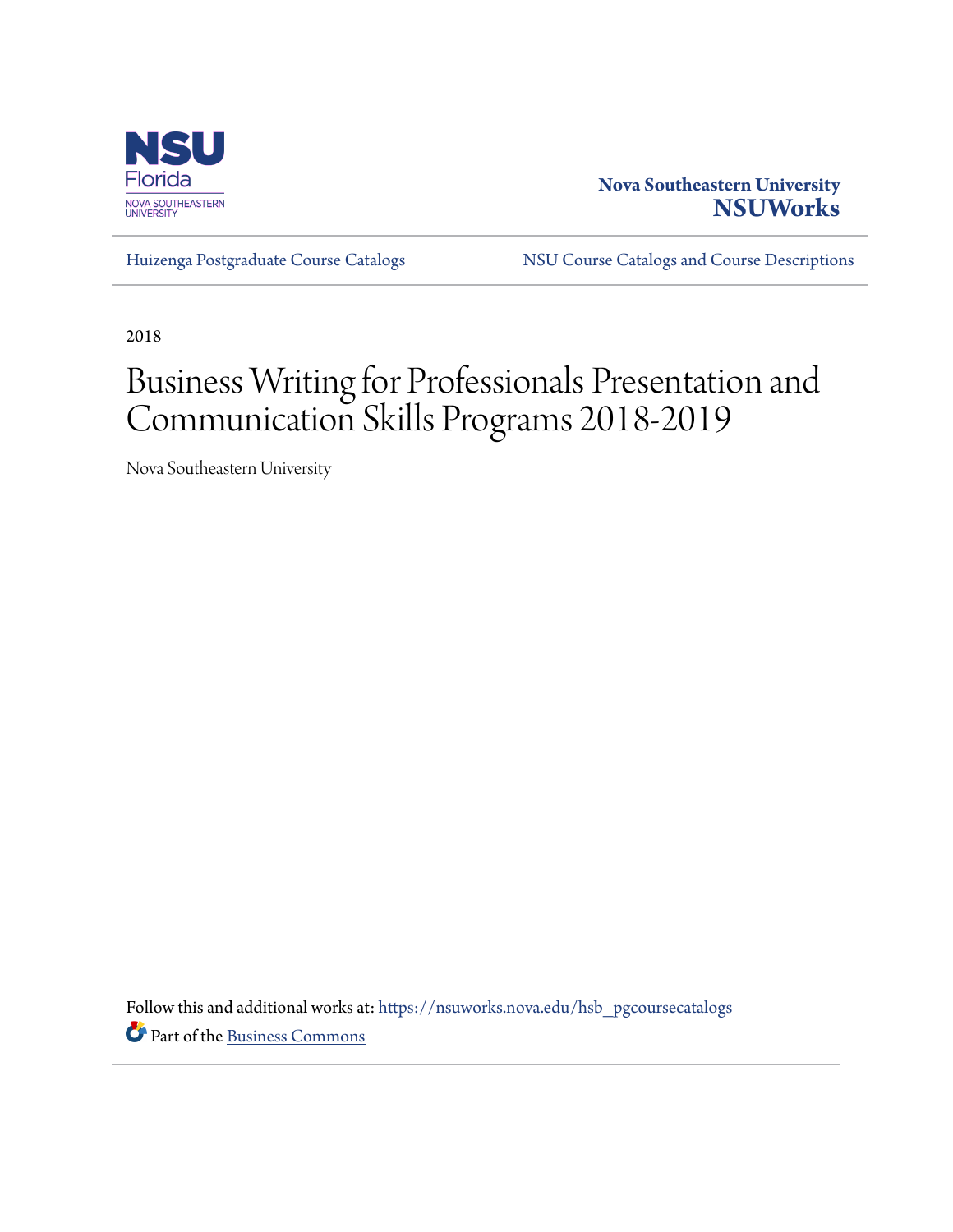Nova Southeastern University
**NSUWorks**

Huizenga Postgraduate Course Catalogs

NSU Course Catalogs and Course Descriptions

2018

# Business Writing for Professionals Presentation and Communication Skills Programs 2018-2019

Nova Southeastern University

Follow this and additional works at: https://nsuworks.nova.edu/hsb_pgcoursecatalogs

Part of the Business Commons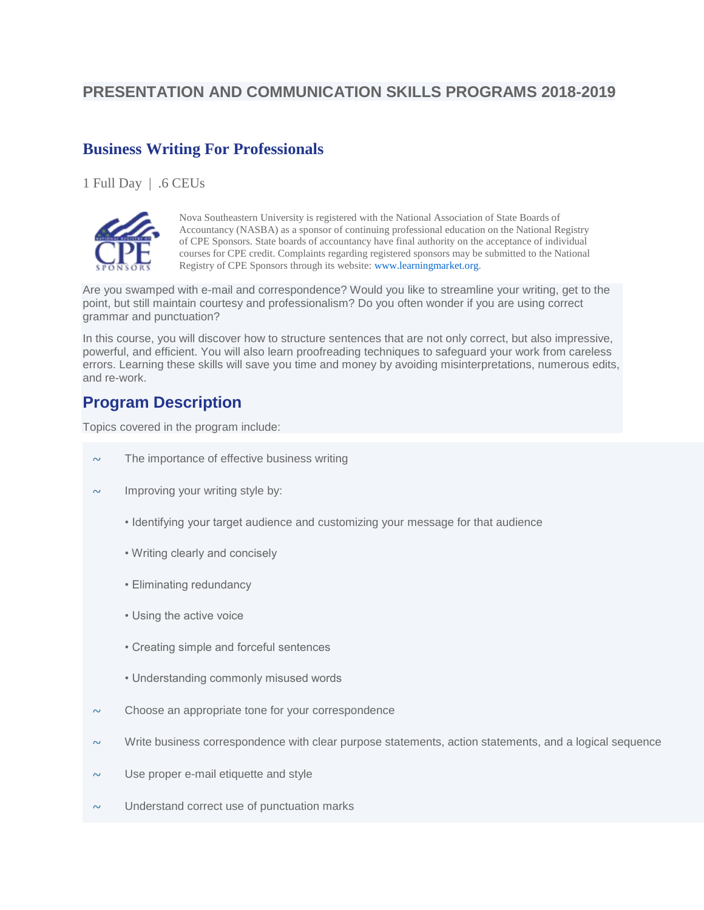# PRESENTATION AND COMMUNICATION SKILLS PROGRAMS 2018-2019

## Business Writing For Professionals

1 Full Day | .6 CEUs

Nova Southeastern University is registered with the National Association of State Boards of Accountancy (NASBA) as a sponsor of continuing professional education on the National Registry of CPE Sponsors. State boards of accountancy have final authority on the acceptance of individual courses for CPE credit. Complaints regarding registered sponsors may be submitted to the National Registry of CPE Sponsors through its website: www.learningmarket.org.

Are you swamped with e-mail and correspondence? Would you like to streamline your writing, get to the point, but still maintain courtesy and professionalism? Do you often wonder if you are using correct grammar and punctuation?

In this course, you will discover how to structure sentences that are not only correct, but also impressive, powerful, and efficient. You will also learn proofreading techniques to safeguard your work from careless errors. Learning these skills will save you time and money by avoiding misinterpretations, numerous edits, and re-work.

## Program Description

Topics covered in the program include:

- The importance of effective business writing
- Improving your writing style by:
  - Identifying your target audience and customizing your message for that audience
  - Writing clearly and concisely
  - Eliminating redundancy
  - Using the active voice
  - Creating simple and forceful sentences
  - Understanding commonly misused words
- Choose an appropriate tone for your correspondence
- Write business correspondence with clear purpose statements, action statements, and a logical sequence
- Use proper e-mail etiquette and style
- Understand correct use of punctuation marks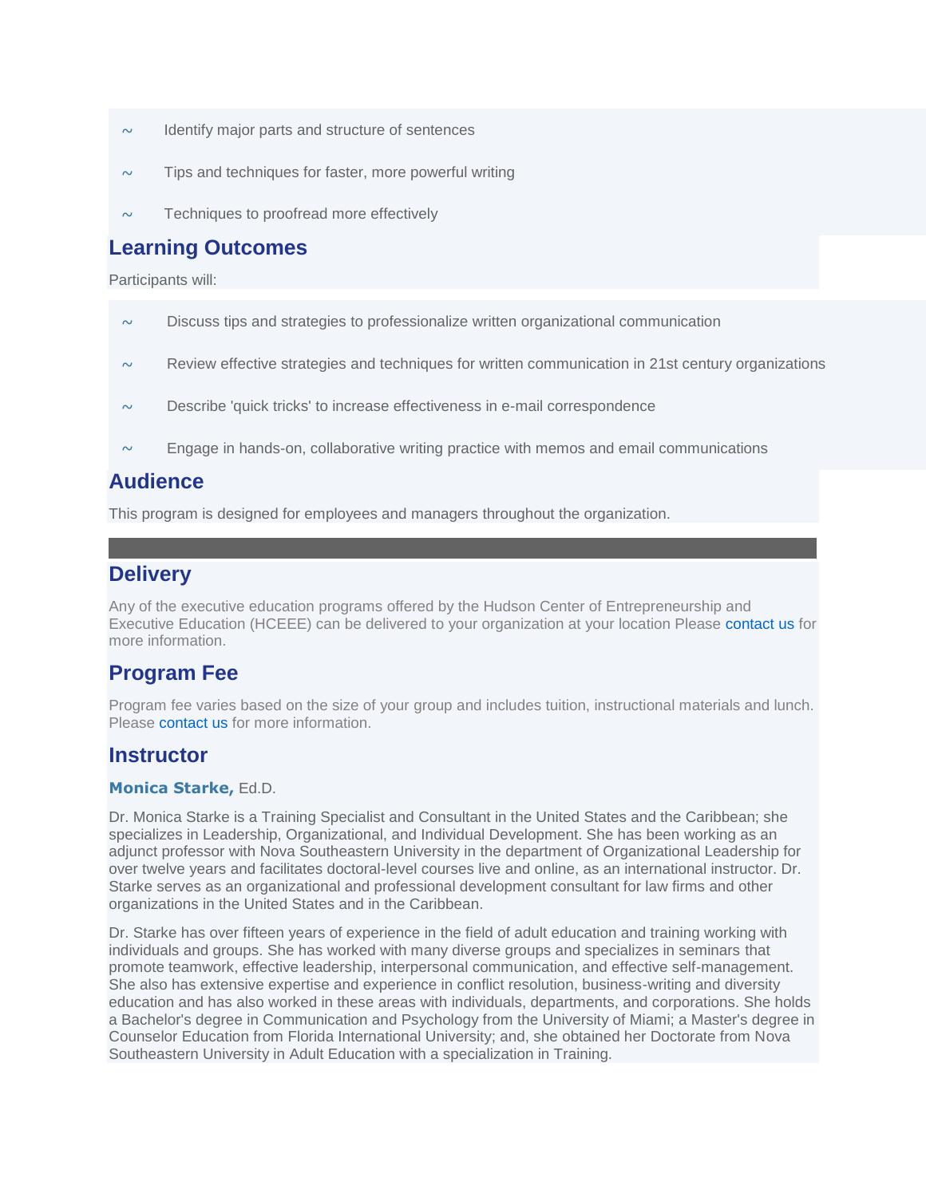- Identify major parts and structure of sentences
- Tips and techniques for faster, more powerful writing
- Techniques to proofread more effectively

## Learning Outcomes

Participants will:

- Discuss tips and strategies to professionalize written organizational communication
- Review effective strategies and techniques for written communication in 21st century organizations
- Describe 'quick tricks' to increase effectiveness in e-mail correspondence
- Engage in hands-on, collaborative writing practice with memos and email communications

## Audience

This program is designed for employees and managers throughout the organization.

---

## Delivery

Any of the executive education programs offered by the Hudson Center of Entrepreneurship and Executive Education (HCEEE) can be delivered to your organization at your location Please contact us for more information.

## Program Fee

Program fee varies based on the size of your group and includes tuition, instructional materials and lunch. Please contact us for more information.

## Instructor

**Monica Starke,** Ed.D.

Dr. Monica Starke is a Training Specialist and Consultant in the United States and the Caribbean; she specializes in Leadership, Organizational, and Individual Development. She has been working as an adjunct professor with Nova Southeastern University in the department of Organizational Leadership for over twelve years and facilitates doctoral-level courses live and online, as an international instructor. Dr. Starke serves as an organizational and professional development consultant for law firms and other organizations in the United States and in the Caribbean.

Dr. Starke has over fifteen years of experience in the field of adult education and training working with individuals and groups. She has worked with many diverse groups and specializes in seminars that promote teamwork, effective leadership, interpersonal communication, and effective self-management. She also has extensive expertise and experience in conflict resolution, business-writing and diversity education and has also worked in these areas with individuals, departments, and corporations. She holds a Bachelor's degree in Communication and Psychology from the University of Miami; a Master's degree in Counselor Education from Florida International University; and, she obtained her Doctorate from Nova Southeastern University in Adult Education with a specialization in Training.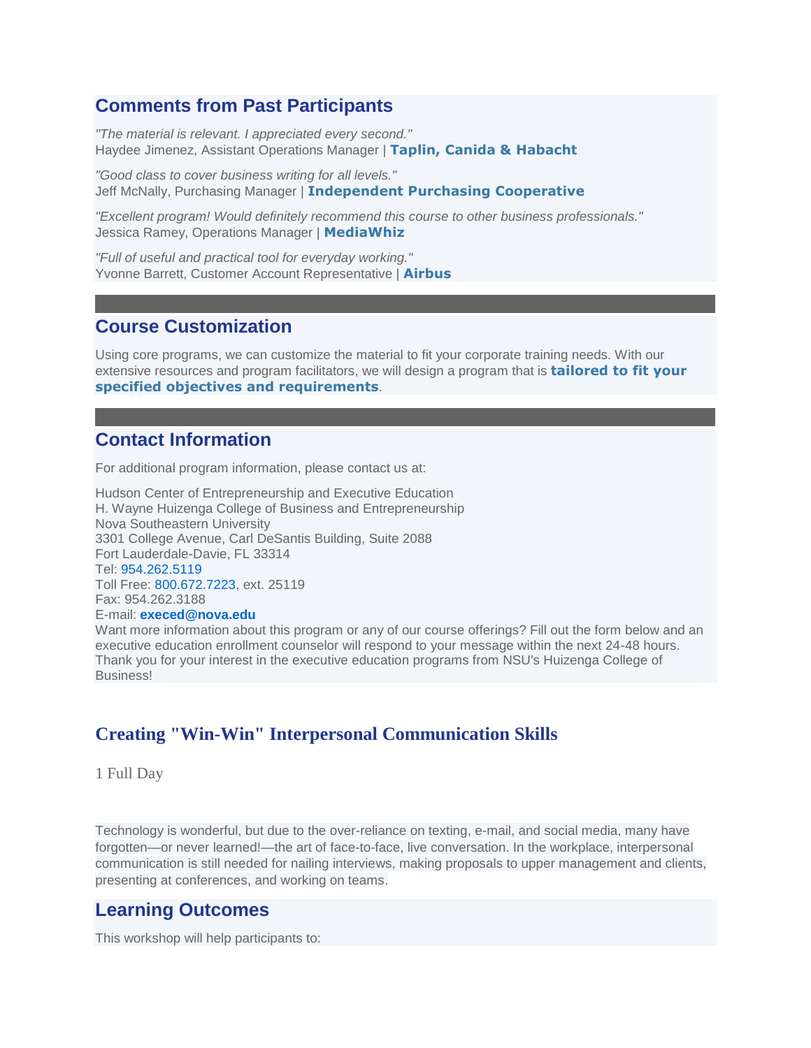## Comments from Past Participants

*"The material is relevant. I appreciated every second."*
Haydee Jimenez, Assistant Operations Manager | **Taplin, Canida & Habacht**

*"Good class to cover business writing for all levels."*
Jeff McNally, Purchasing Manager | **Independent Purchasing Cooperative**

*"Excellent program! Would definitely recommend this course to other business professionals."*
Jessica Ramey, Operations Manager | **MediaWhiz**

*"Full of useful and practical tool for everyday working."*
Yvonne Barrett, Customer Account Representative | **Airbus**

## Course Customization

Using core programs, we can customize the material to fit your corporate training needs. With our extensive resources and program facilitators, we will design a program that is **tailored to fit your specified objectives and requirements**.

## Contact Information

For additional program information, please contact us at:

Hudson Center of Entrepreneurship and Executive Education
H. Wayne Huizenga College of Business and Entrepreneurship
Nova Southeastern University
3301 College Avenue, Carl DeSantis Building, Suite 2088
Fort Lauderdale-Davie, FL 33314
Tel: 954.262.5119
Toll Free: 800.672.7223, ext. 25119
Fax: 954.262.3188
E-mail: **execed@nova.edu**
Want more information about this program or any of our course offerings? Fill out the form below and an executive education enrollment counselor will respond to your message within the next 24-48 hours. Thank you for your interest in the executive education programs from NSU's Huizenga College of Business!

## Creating "Win-Win" Interpersonal Communication Skills

1 Full Day

Technology is wonderful, but due to the over-reliance on texting, e-mail, and social media, many have forgotten—or never learned!—the art of face-to-face, live conversation. In the workplace, interpersonal communication is still needed for nailing interviews, making proposals to upper management and clients, presenting at conferences, and working on teams.

## Learning Outcomes

This workshop will help participants to: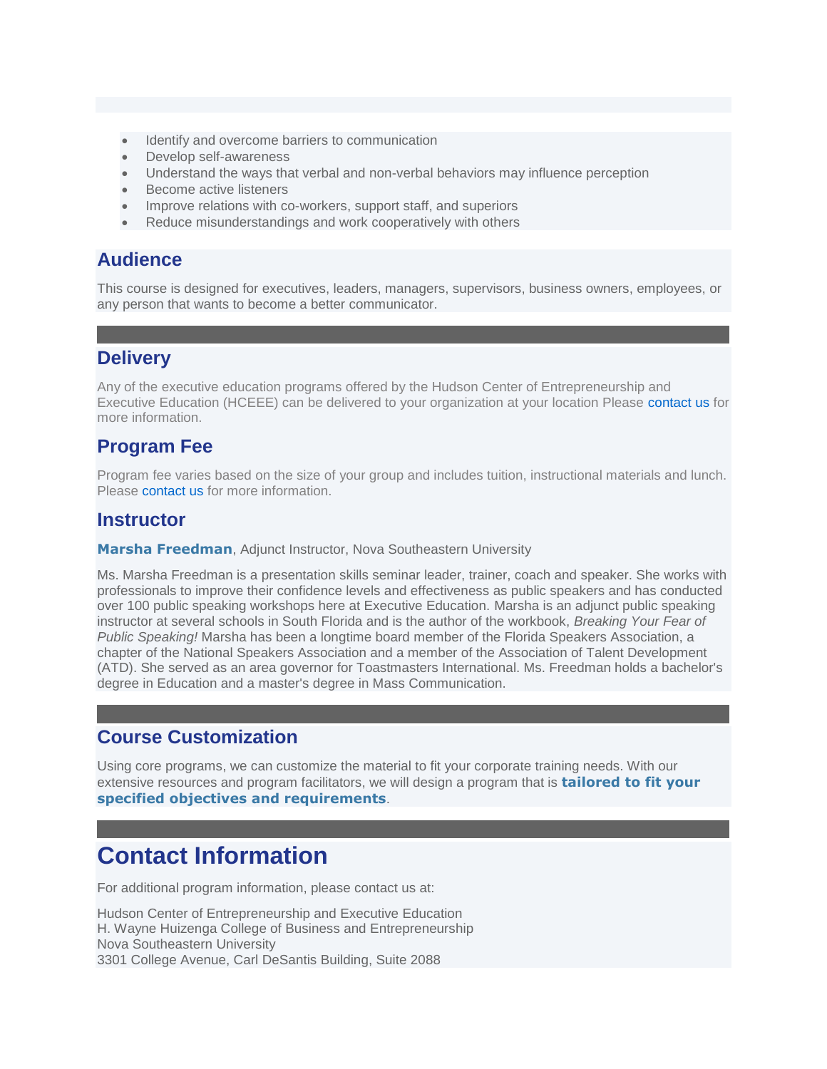- Identify and overcome barriers to communication
- Develop self-awareness
- Understand the ways that verbal and non-verbal behaviors may influence perception
- Become active listeners
- Improve relations with co-workers, support staff, and superiors
- Reduce misunderstandings and work cooperatively with others

## Audience

This course is designed for executives, leaders, managers, supervisors, business owners, employees, or any person that wants to become a better communicator.

## Delivery

Any of the executive education programs offered by the Hudson Center of Entrepreneurship and Executive Education (HCEEE) can be delivered to your organization at your location Please contact us for more information.

## Program Fee

Program fee varies based on the size of your group and includes tuition, instructional materials and lunch. Please contact us for more information.

## Instructor

**Marsha Freedman**, Adjunct Instructor, Nova Southeastern University

Ms. Marsha Freedman is a presentation skills seminar leader, trainer, coach and speaker. She works with professionals to improve their confidence levels and effectiveness as public speakers and has conducted over 100 public speaking workshops here at Executive Education. Marsha is an adjunct public speaking instructor at several schools in South Florida and is the author of the workbook, *Breaking Your Fear of Public Speaking!* Marsha has been a longtime board member of the Florida Speakers Association, a chapter of the National Speakers Association and a member of the Association of Talent Development (ATD). She served as an area governor for Toastmasters International. Ms. Freedman holds a bachelor's degree in Education and a master's degree in Mass Communication.

## Course Customization

Using core programs, we can customize the material to fit your corporate training needs. With our extensive resources and program facilitators, we will design a program that is **tailored to fit your specified objectives and requirements**.

# Contact Information

For additional program information, please contact us at:

Hudson Center of Entrepreneurship and Executive Education
H. Wayne Huizenga College of Business and Entrepreneurship
Nova Southeastern University
3301 College Avenue, Carl DeSantis Building, Suite 2088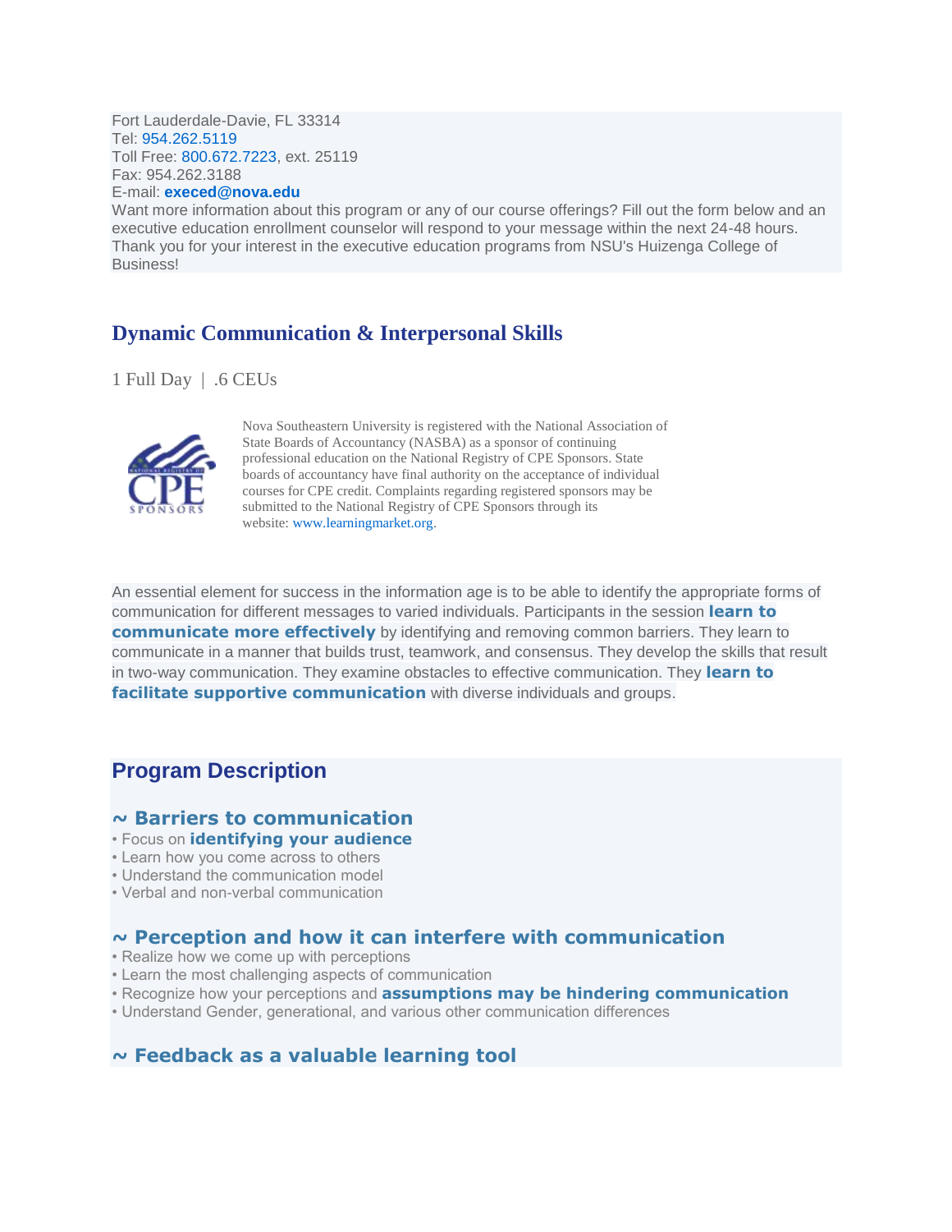Fort Lauderdale-Davie, FL 33314
Tel: 954.262.5119
Toll Free: 800.672.7223, ext. 25119
Fax: 954.262.3188
E-mail: **execed@nova.edu**
Want more information about this program or any of our course offerings? Fill out the form below and an executive education enrollment counselor will respond to your message within the next 24-48 hours. Thank you for your interest in the executive education programs from NSU's Huizenga College of Business!

## Dynamic Communication & Interpersonal Skills

1 Full Day | .6 CEUs

Nova Southeastern University is registered with the National Association of State Boards of Accountancy (NASBA) as a sponsor of continuing professional education on the National Registry of CPE Sponsors. State boards of accountancy have final authority on the acceptance of individual courses for CPE credit. Complaints regarding registered sponsors may be submitted to the National Registry of CPE Sponsors through its website: www.learningmarket.org.

An essential element for success in the information age is to be able to identify the appropriate forms of communication for different messages to varied individuals. Participants in the session **learn to communicate more effectively** by identifying and removing common barriers. They learn to communicate in a manner that builds trust, teamwork, and consensus. They develop the skills that result in two-way communication. They examine obstacles to effective communication. They **learn to facilitate supportive communication** with diverse individuals and groups.

## Program Description

### ~ Barriers to communication

- Focus on **identifying your audience**
- Learn how you come across to others
- Understand the communication model
- Verbal and non-verbal communication

### ~ Perception and how it can interfere with communication

- Realize how we come up with perceptions
- Learn the most challenging aspects of communication
- Recognize how your perceptions and **assumptions may be hindering communication**
- Understand Gender, generational, and various other communication differences

### ~ Feedback as a valuable learning tool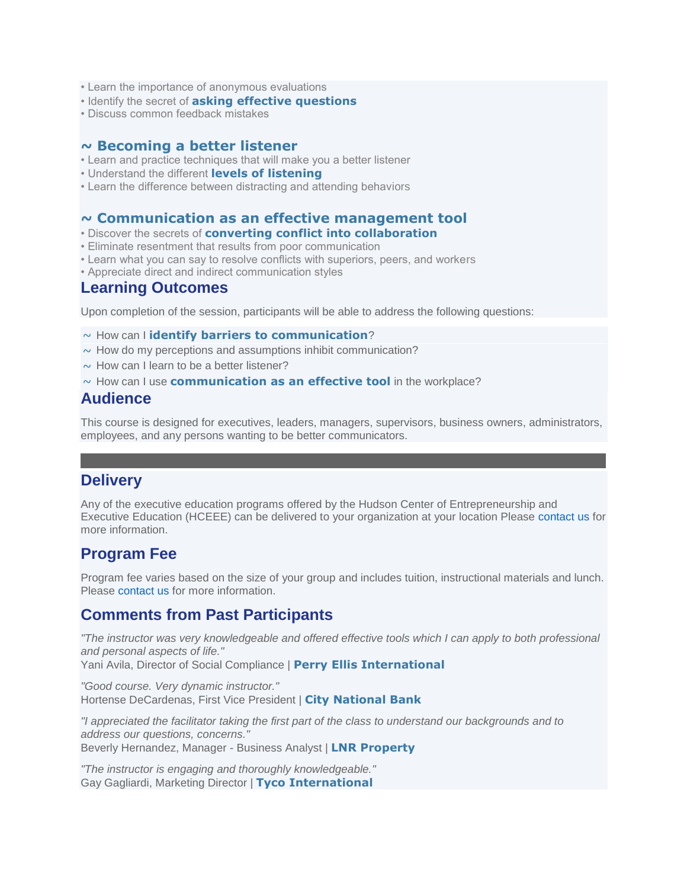- Learn the importance of anonymous evaluations
- Identify the secret of **asking effective questions**
- Discuss common feedback mistakes

### ~ Becoming a better listener

- Learn and practice techniques that will make you a better listener
- Understand the different **levels of listening**
- Learn the difference between distracting and attending behaviors

### ~ Communication as an effective management tool

- Discover the secrets of **converting conflict into collaboration**
- Eliminate resentment that results from poor communication
- Learn what you can say to resolve conflicts with superiors, peers, and workers
- Appreciate direct and indirect communication styles

## Learning Outcomes

Upon completion of the session, participants will be able to address the following questions:

~ How can I **identify barriers to communication**?
~ How do my perceptions and assumptions inhibit communication?
~ How can I learn to be a better listener?
~ How can I use **communication as an effective tool** in the workplace?

## Audience

This course is designed for executives, leaders, managers, supervisors, business owners, administrators, employees, and any persons wanting to be better communicators.

## Delivery

Any of the executive education programs offered by the Hudson Center of Entrepreneurship and Executive Education (HCEEE) can be delivered to your organization at your location Please contact us for more information.

## Program Fee

Program fee varies based on the size of your group and includes tuition, instructional materials and lunch. Please contact us for more information.

## Comments from Past Participants

*"The instructor was very knowledgeable and offered effective tools which I can apply to both professional and personal aspects of life."*
Yani Avila, Director of Social Compliance | **Perry Ellis International**

*"Good course. Very dynamic instructor."*
Hortense DeCardenas, First Vice President | **City National Bank**

*"I appreciated the facilitator taking the first part of the class to understand our backgrounds and to address our questions, concerns."*
Beverly Hernandez, Manager - Business Analyst | **LNR Property**

*"The instructor is engaging and thoroughly knowledgeable."*
Gay Gagliardi, Marketing Director | **Tyco International**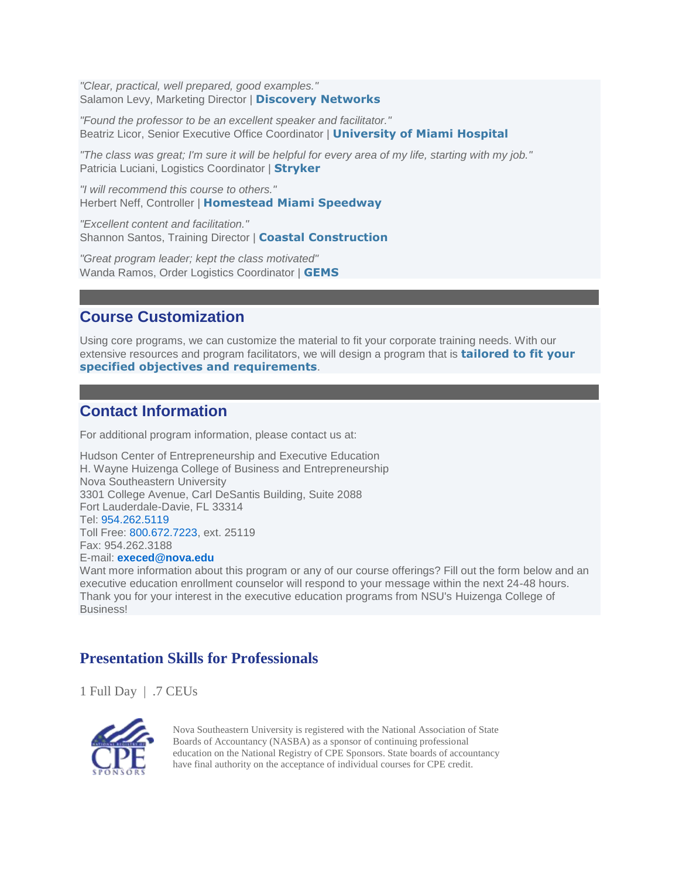*"Clear, practical, well prepared, good examples."*
Salamon Levy, Marketing Director | **Discovery Networks**

*"Found the professor to be an excellent speaker and facilitator."*
Beatriz Licor, Senior Executive Office Coordinator | **University of Miami Hospital**

*"The class was great; I'm sure it will be helpful for every area of my life, starting with my job."*
Patricia Luciani, Logistics Coordinator | **Stryker**

*"I will recommend this course to others."*
Herbert Neff, Controller | **Homestead Miami Speedway**

*"Excellent content and facilitation."*
Shannon Santos, Training Director | **Coastal Construction**

*"Great program leader; kept the class motivated"*
Wanda Ramos, Order Logistics Coordinator | **GEMS**

## Course Customization

Using core programs, we can customize the material to fit your corporate training needs. With our extensive resources and program facilitators, we will design a program that is **tailored to fit your specified objectives and requirements**.

## Contact Information

For additional program information, please contact us at:

Hudson Center of Entrepreneurship and Executive Education
H. Wayne Huizenga College of Business and Entrepreneurship
Nova Southeastern University
3301 College Avenue, Carl DeSantis Building, Suite 2088
Fort Lauderdale-Davie, FL 33314
Tel: 954.262.5119
Toll Free: 800.672.7223, ext. 25119
Fax: 954.262.3188
E-mail: **execed@nova.edu**
Want more information about this program or any of our course offerings? Fill out the form below and an executive education enrollment counselor will respond to your message within the next 24-48 hours. Thank you for your interest in the executive education programs from NSU's Huizenga College of Business!

## Presentation Skills for Professionals

1 Full Day | .7 CEUs

Nova Southeastern University is registered with the National Association of State Boards of Accountancy (NASBA) as a sponsor of continuing professional education on the National Registry of CPE Sponsors. State boards of accountancy have final authority on the acceptance of individual courses for CPE credit.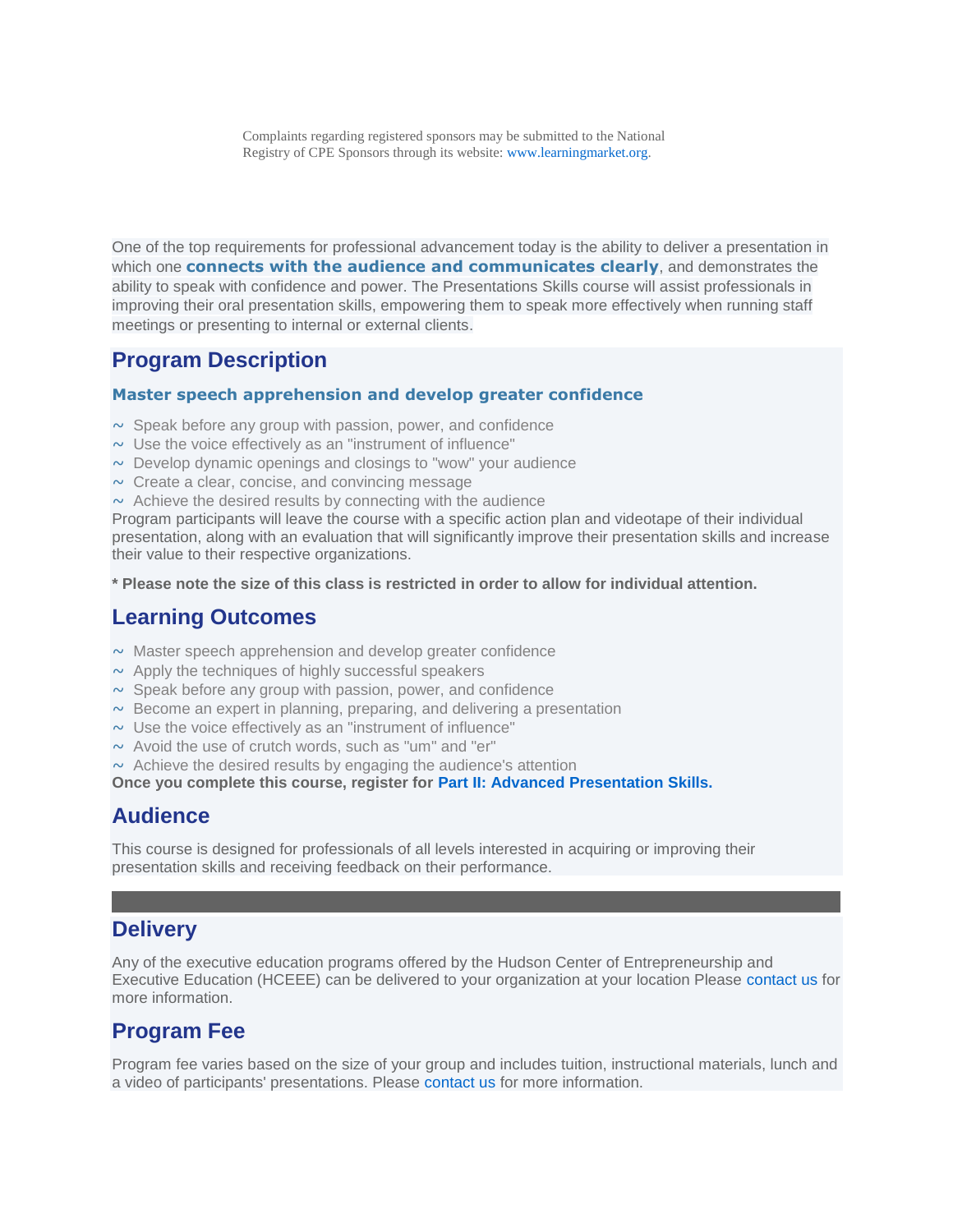Complaints regarding registered sponsors may be submitted to the National Registry of CPE Sponsors through its website: www.learningmarket.org.

One of the top requirements for professional advancement today is the ability to deliver a presentation in which one **connects with the audience and communicates clearly**, and demonstrates the ability to speak with confidence and power. The Presentations Skills course will assist professionals in improving their oral presentation skills, empowering them to speak more effectively when running staff meetings or presenting to internal or external clients.

## Program Description

### Master speech apprehension and develop greater confidence

- ~ Speak before any group with passion, power, and confidence
- ~ Use the voice effectively as an "instrument of influence"
- ~ Develop dynamic openings and closings to "wow" your audience
- ~ Create a clear, concise, and convincing message
- ~ Achieve the desired results by connecting with the audience

Program participants will leave the course with a specific action plan and videotape of their individual presentation, along with an evaluation that will significantly improve their presentation skills and increase their value to their respective organizations.

**\* Please note the size of this class is restricted in order to allow for individual attention.**

## Learning Outcomes

- ~ Master speech apprehension and develop greater confidence
- ~ Apply the techniques of highly successful speakers
- ~ Speak before any group with passion, power, and confidence
- ~ Become an expert in planning, preparing, and delivering a presentation
- ~ Use the voice effectively as an "instrument of influence"
- ~ Avoid the use of crutch words, such as "um" and "er"
- ~ Achieve the desired results by engaging the audience's attention

**Once you complete this course, register for Part II: Advanced Presentation Skills.**

## Audience

This course is designed for professionals of all levels interested in acquiring or improving their presentation skills and receiving feedback on their performance.

## Delivery

Any of the executive education programs offered by the Hudson Center of Entrepreneurship and Executive Education (HCEEE) can be delivered to your organization at your location Please contact us for more information.

## Program Fee

Program fee varies based on the size of your group and includes tuition, instructional materials, lunch and a video of participants' presentations. Please contact us for more information.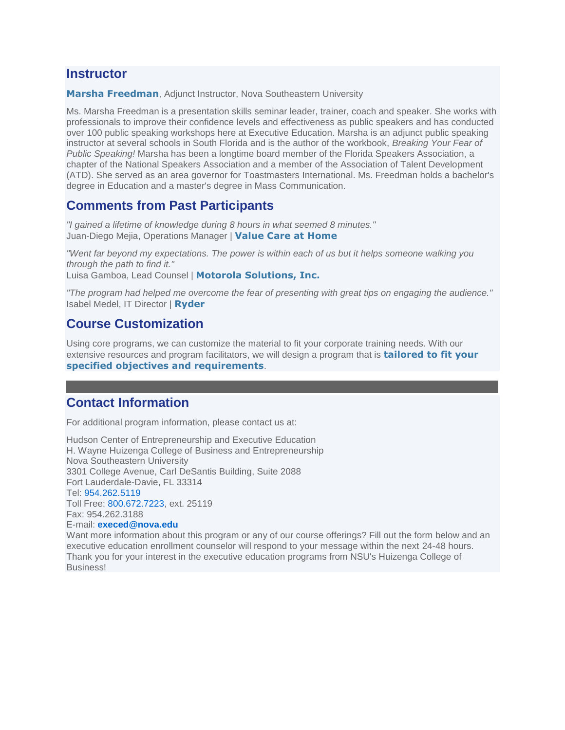## Instructor

**Marsha Freedman**, Adjunct Instructor, Nova Southeastern University

Ms. Marsha Freedman is a presentation skills seminar leader, trainer, coach and speaker. She works with professionals to improve their confidence levels and effectiveness as public speakers and has conducted over 100 public speaking workshops here at Executive Education. Marsha is an adjunct public speaking instructor at several schools in South Florida and is the author of the workbook, *Breaking Your Fear of Public Speaking!* Marsha has been a longtime board member of the Florida Speakers Association, a chapter of the National Speakers Association and a member of the Association of Talent Development (ATD). She served as an area governor for Toastmasters International. Ms. Freedman holds a bachelor's degree in Education and a master's degree in Mass Communication.

## Comments from Past Participants

*"I gained a lifetime of knowledge during 8 hours in what seemed 8 minutes."*
Juan-Diego Mejia, Operations Manager | **Value Care at Home**

*"Went far beyond my expectations. The power is within each of us but it helps someone walking you through the path to find it."*
Luisa Gamboa, Lead Counsel | **Motorola Solutions, Inc.**

*"The program had helped me overcome the fear of presenting with great tips on engaging the audience."*
Isabel Medel, IT Director | **Ryder**

## Course Customization

Using core programs, we can customize the material to fit your corporate training needs. With our extensive resources and program facilitators, we will design a program that is **tailored to fit your specified objectives and requirements**.

## Contact Information

For additional program information, please contact us at:

Hudson Center of Entrepreneurship and Executive Education
H. Wayne Huizenga College of Business and Entrepreneurship
Nova Southeastern University
3301 College Avenue, Carl DeSantis Building, Suite 2088
Fort Lauderdale-Davie, FL 33314
Tel: 954.262.5119
Toll Free: 800.672.7223, ext. 25119
Fax: 954.262.3188
E-mail: **execed@nova.edu**
Want more information about this program or any of our course offerings? Fill out the form below and an executive education enrollment counselor will respond to your message within the next 24-48 hours. Thank you for your interest in the executive education programs from NSU's Huizenga College of Business!